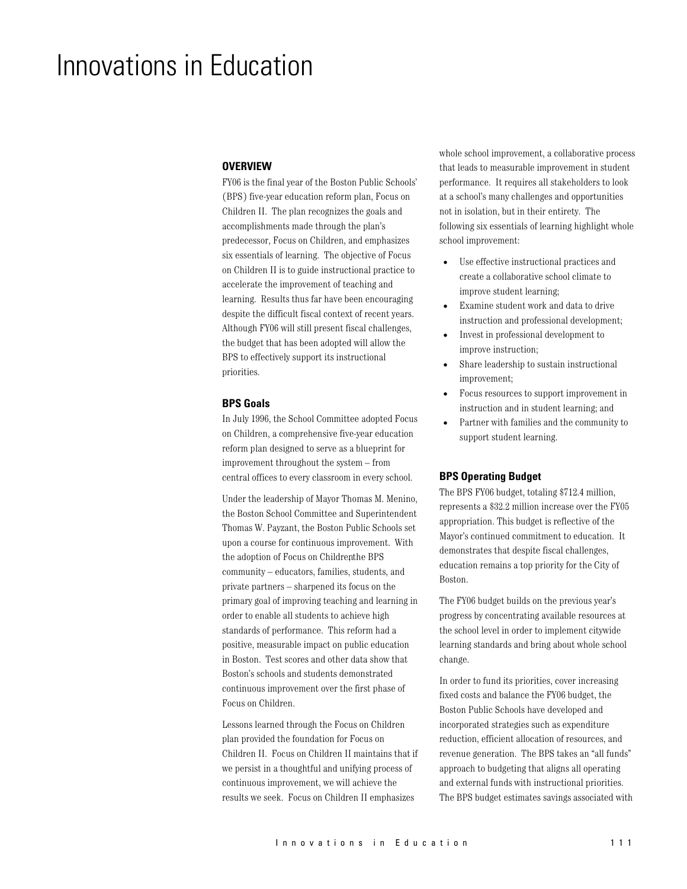# Innovations in Education

## OVERVIEW

FY06 is the final year of the Boston Public Schools' (BPS) five-year education reform plan, Focus on Children II. The plan recognizes the goals and accomplishments made through the plan's predecessor, Focus on Children, and emphasizes six essentials of learning. The objective of Focus on Children II is to guide instructional practice to accelerate the improvement of teaching and learning. Results thus far have been encouraging despite the difficult fiscal context of recent years. Although FY06 will still present fiscal challenges, the budget that has been adopted will allow the BPS to effectively support its instructional priorities.

### BPS Goals

In July 1996, the School Committee adopted Focus on Children, a comprehensive five-year education reform plan designed to serve as a blueprint for improvement throughout the system – from central offices to every classroom in every school.

Under the leadership of Mayor Thomas M. Menino, the Boston School Committee and Superintendent Thomas W. Payzant, the Boston Public Schools set upon a course for continuous improvement. With the adoption of Focus on Children, the BPS community – educators, families, students, and private partners – sharpened its focus on the primary goal of improving teaching and learning in order to enable all students to achieve high standards of performance. This reform had a positive, measurable impact on public education in Boston. Test scores and other data show that Boston's schools and students demonstrated continuous improvement over the first phase of Focus on Children.

Lessons learned through the Focus on Children plan provided the foundation for Focus on Children II. Focus on Children II maintains that if we persist in a thoughtful and unifying process of continuous improvement, we will achieve the results we seek. Focus on Children II emphasizes whole school improvement, a collaborative process that leads to measurable improvement in student performance. It requires all stakeholders to look at a school's many challenges and opportunities not in isolation, but in their entirety. The following six essentials of learning highlight whole school improvement:

- Use effective instructional practices and create a collaborative school climate to improve student learning;
- Examine student work and data to drive instruction and professional development;
- Invest in professional development to improve instruction;
- Share leadership to sustain instructional improvement;
- Focus resources to support improvement in instruction and in student learning; and
- Partner with families and the community to support student learning.

### BPS Operating Budget

The BPS FY06 budget, totaling $712.4 million, represents a $32.2 million increase over the FY05 appropriation. This budget is reflective of the Mayor's continued commitment to education. It demonstrates that despite fiscal challenges, education remains a top priority for the City of Boston.

The FY06 budget builds on the previous year's progress by concentrating available resources at the school level in order to implement citywide learning standards and bring about whole school change.

In order to fund its priorities, cover increasing fixed costs and balance the FY06 budget, the Boston Public Schools have developed and incorporated strategies such as expenditure reduction, efficient allocation of resources, and revenue generation. The BPS takes an "all funds" approach to budgeting that aligns all operating and external funds with instructional priorities. The BPS budget estimates savings associated with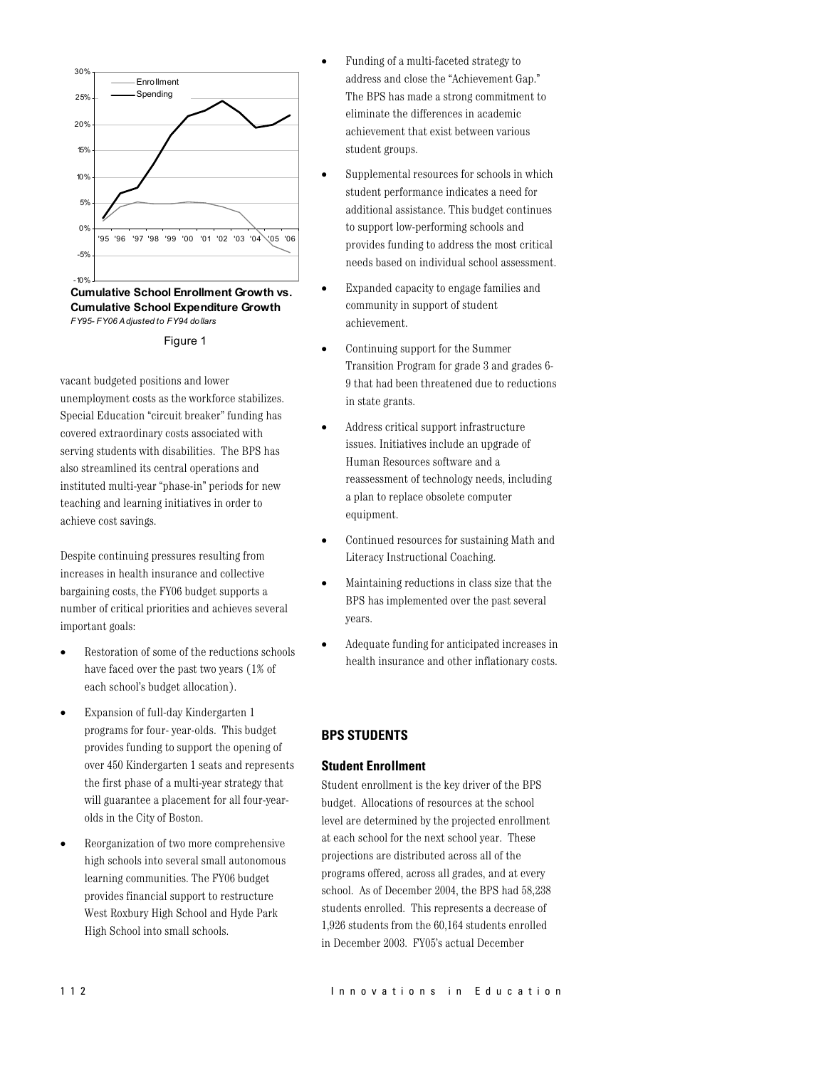**Cumulative School Enrollment Growth vs. Cumulative School Expenditure Growth**
*FY95- FY06 Adjusted to FY94 dollars*

Figure 1

vacant budgeted positions and lower unemployment costs as the workforce stabilizes. Special Education "circuit breaker" funding has covered extraordinary costs associated with serving students with disabilities. The BPS has also streamlined its central operations and instituted multi-year "phase-in" periods for new teaching and learning initiatives in order to achieve cost savings.

Despite continuing pressures resulting from increases in health insurance and collective bargaining costs, the FY06 budget supports a number of critical priorities and achieves several important goals:

- Restoration of some of the reductions schools have faced over the past two years (1% of each school's budget allocation).
- Expansion of full-day Kindergarten 1 programs for four- year-olds. This budget provides funding to support the opening of over 450 Kindergarten 1 seats and represents the first phase of a multi-year strategy that will guarantee a placement for all four-year-olds in the City of Boston.
- Reorganization of two more comprehensive high schools into several small autonomous learning communities. The FY06 budget provides financial support to restructure West Roxbury High School and Hyde Park High School into small schools.
- Funding of a multi-faceted strategy to address and close the "Achievement Gap." The BPS has made a strong commitment to eliminate the differences in academic achievement that exist between various student groups.
- Supplemental resources for schools in which student performance indicates a need for additional assistance. This budget continues to support low-performing schools and provides funding to address the most critical needs based on individual school assessment.
- Expanded capacity to engage families and community in support of student achievement.
- Continuing support for the Summer Transition Program for grade 3 and grades 6-9 that had been threatened due to reductions in state grants.
- Address critical support infrastructure issues. Initiatives include an upgrade of Human Resources software and a reassessment of technology needs, including a plan to replace obsolete computer equipment.
- Continued resources for sustaining Math and Literacy Instructional Coaching.
- Maintaining reductions in class size that the BPS has implemented over the past several years.
- Adequate funding for anticipated increases in health insurance and other inflationary costs.

## BPS STUDENTS

### Student Enrollment

Student enrollment is the key driver of the BPS budget. Allocations of resources at the school level are determined by the projected enrollment at each school for the next school year. These projections are distributed across all of the programs offered, across all grades, and at every school. As of December 2004, the BPS had 58,238 students enrolled. This represents a decrease of 1,926 students from the 60,164 students enrolled in December 2003. FY05's actual December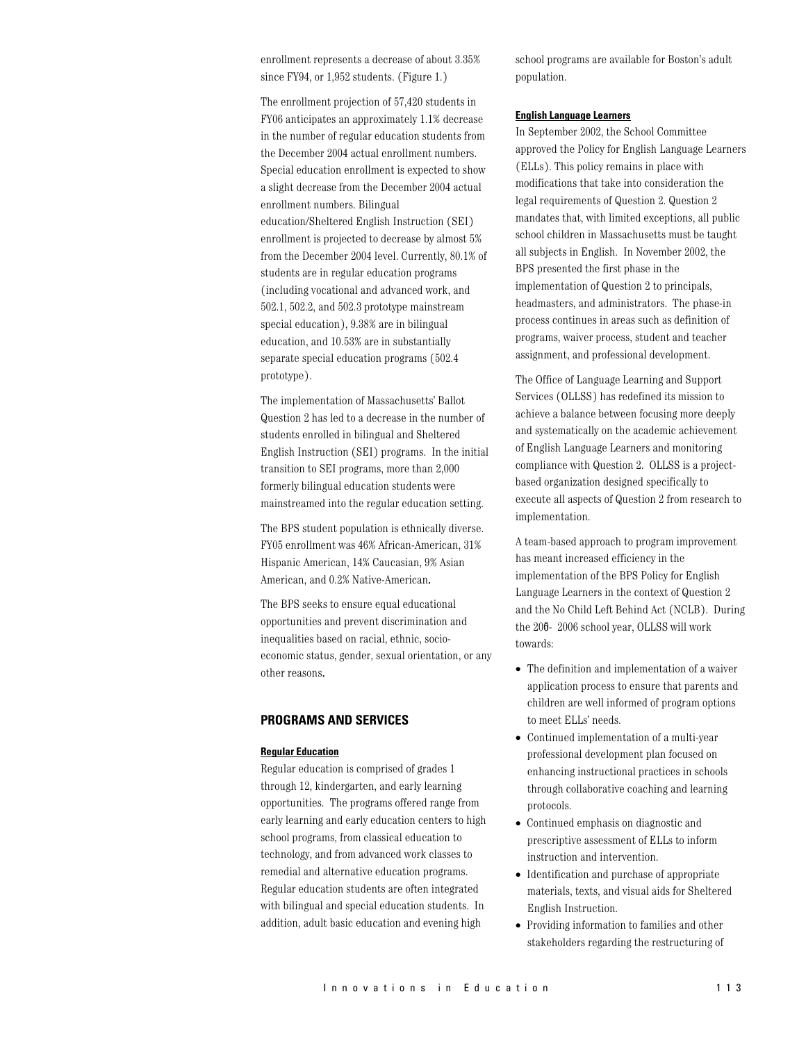enrollment represents a decrease of about 3.35% since FY94, or 1,952 students. (Figure 1.)

The enrollment projection of 57,420 students in FY06 anticipates an approximately 1.1% decrease in the number of regular education students from the December 2004 actual enrollment numbers. Special education enrollment is expected to show a slight decrease from the December 2004 actual enrollment numbers. Bilingual education/Sheltered English Instruction (SEI) enrollment is projected to decrease by almost 5% from the December 2004 level. Currently, 80.1% of students are in regular education programs (including vocational and advanced work, and 502.1, 502.2, and 502.3 prototype mainstream special education), 9.38% are in bilingual education, and 10.53% are in substantially separate special education programs (502.4 prototype).

The implementation of Massachusetts' Ballot Question 2 has led to a decrease in the number of students enrolled in bilingual and Sheltered English Instruction (SEI) programs. In the initial transition to SEI programs, more than 2,000 formerly bilingual education students were mainstreamed into the regular education setting.

The BPS student population is ethnically diverse. FY05 enrollment was 46% African-American, 31% Hispanic American, 14% Caucasian, 9% Asian American, and 0.2% Native-American.

The BPS seeks to ensure equal educational opportunities and prevent discrimination and inequalities based on racial, ethnic, socio-economic status, gender, sexual orientation, or any other reasons.

## PROGRAMS AND SERVICES

### Regular Education

Regular education is comprised of grades 1 through 12, kindergarten, and early learning opportunities. The programs offered range from early learning and early education centers to high school programs, from classical education to technology, and from advanced work classes to remedial and alternative education programs. Regular education students are often integrated with bilingual and special education students. In addition, adult basic education and evening high school programs are available for Boston's adult population.

### English Language Learners

In September 2002, the School Committee approved the Policy for English Language Learners (ELLs). This policy remains in place with modifications that take into consideration the legal requirements of Question 2. Question 2 mandates that, with limited exceptions, all public school children in Massachusetts must be taught all subjects in English. In November 2002, the BPS presented the first phase in the implementation of Question 2 to principals, headmasters, and administrators. The phase-in process continues in areas such as definition of programs, waiver process, student and teacher assignment, and professional development.

The Office of Language Learning and Support Services (OLLSS) has redefined its mission to achieve a balance between focusing more deeply and systematically on the academic achievement of English Language Learners and monitoring compliance with Question 2. OLLSS is a project-based organization designed specifically to execute all aspects of Question 2 from research to implementation.

A team-based approach to program improvement has meant increased efficiency in the implementation of the BPS Policy for English Language Learners in the context of Question 2 and the No Child Left Behind Act (NCLB). During the 2005- 2006 school year, OLLSS will work towards:

- The definition and implementation of a waiver application process to ensure that parents and children are well informed of program options to meet ELLs' needs.
- Continued implementation of a multi-year professional development plan focused on enhancing instructional practices in schools through collaborative coaching and learning protocols.
- Continued emphasis on diagnostic and prescriptive assessment of ELLs to inform instruction and intervention.
- Identification and purchase of appropriate materials, texts, and visual aids for Sheltered English Instruction.
- Providing information to families and other stakeholders regarding the restructuring of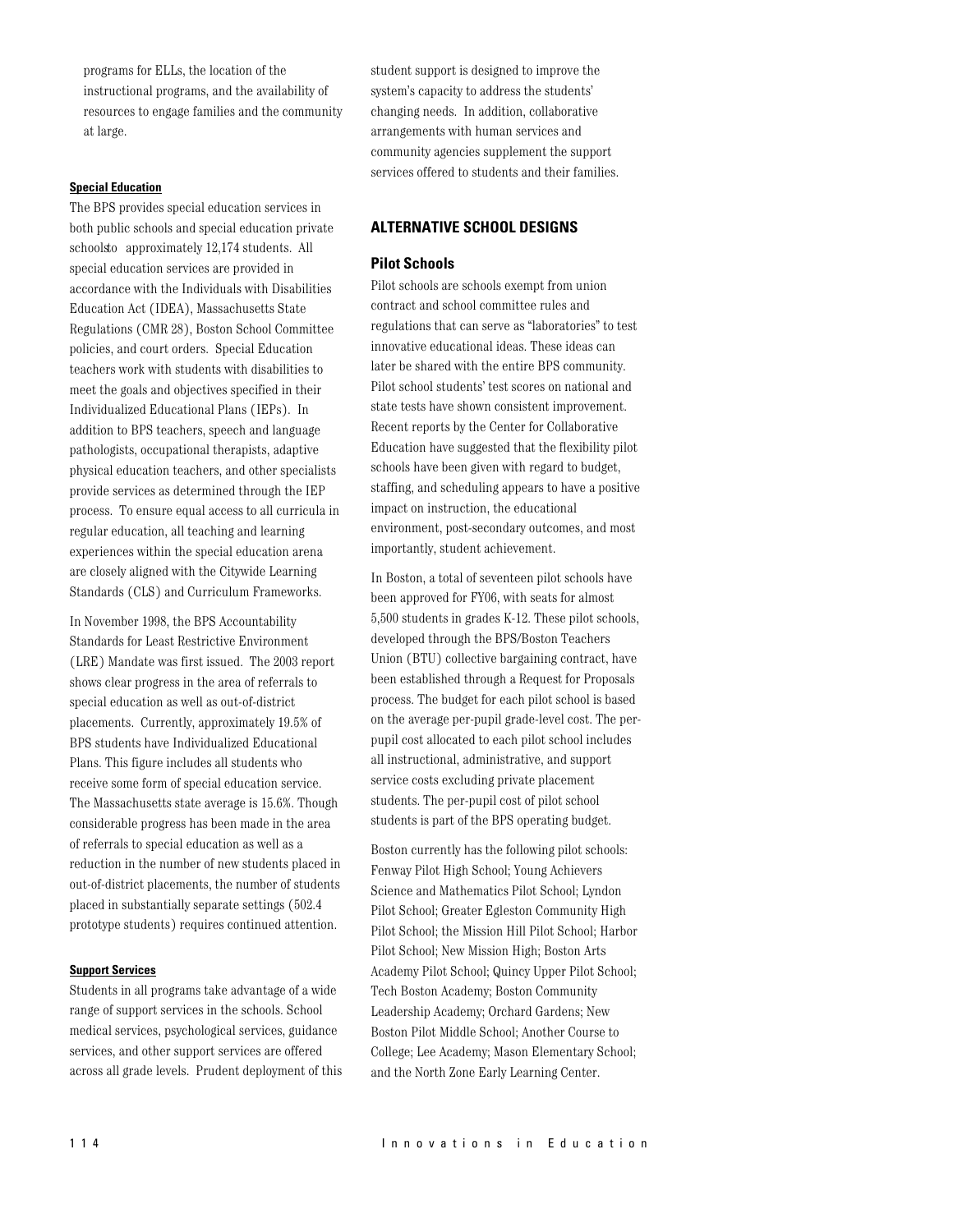programs for ELLs, the location of the instructional programs, and the availability of resources to engage families and the community at large.

**Special Education**

The BPS provides special education services in both public schools and special education private schoolsto approximately 12,174 students. All special education services are provided in accordance with the Individuals with Disabilities Education Act (IDEA), Massachusetts State Regulations (CMR 28), Boston School Committee policies, and court orders. Special Education teachers work with students with disabilities to meet the goals and objectives specified in their Individualized Educational Plans (IEPs). In addition to BPS teachers, speech and language pathologists, occupational therapists, adaptive physical education teachers, and other specialists provide services as determined through the IEP process. To ensure equal access to all curricula in regular education, all teaching and learning experiences within the special education arena are closely aligned with the Citywide Learning Standards (CLS) and Curriculum Frameworks.

In November 1998, the BPS Accountability Standards for Least Restrictive Environment (LRE) Mandate was first issued. The 2003 report shows clear progress in the area of referrals to special education as well as out-of-district placements. Currently, approximately 19.5% of BPS students have Individualized Educational Plans. This figure includes all students who receive some form of special education service. The Massachusetts state average is 15.6%. Though considerable progress has been made in the area of referrals to special education as well as a reduction in the number of new students placed in out-of-district placements, the number of students placed in substantially separate settings (502.4 prototype students) requires continued attention.

**Support Services**

Students in all programs take advantage of a wide range of support services in the schools. School medical services, psychological services, guidance services, and other support services are offered across all grade levels. Prudent deployment of this student support is designed to improve the system's capacity to address the students' changing needs. In addition, collaborative arrangements with human services and community agencies supplement the support services offered to students and their families.

## ALTERNATIVE SCHOOL DESIGNS

### Pilot Schools

Pilot schools are schools exempt from union contract and school committee rules and regulations that can serve as "laboratories" to test innovative educational ideas. These ideas can later be shared with the entire BPS community. Pilot school students' test scores on national and state tests have shown consistent improvement. Recent reports by the Center for Collaborative Education have suggested that the flexibility pilot schools have been given with regard to budget, staffing, and scheduling appears to have a positive impact on instruction, the educational environment, post-secondary outcomes, and most importantly, student achievement.

In Boston, a total of seventeen pilot schools have been approved for FY06, with seats for almost 5,500 students in grades K-12. These pilot schools, developed through the BPS/Boston Teachers Union (BTU) collective bargaining contract, have been established through a Request for Proposals process. The budget for each pilot school is based on the average per-pupil grade-level cost. The per-pupil cost allocated to each pilot school includes all instructional, administrative, and support service costs excluding private placement students. The per-pupil cost of pilot school students is part of the BPS operating budget.

Boston currently has the following pilot schools: Fenway Pilot High School; Young Achievers Science and Mathematics Pilot School; Lyndon Pilot School; Greater Egleston Community High Pilot School; the Mission Hill Pilot School; Harbor Pilot School; New Mission High; Boston Arts Academy Pilot School; Quincy Upper Pilot School; Tech Boston Academy; Boston Community Leadership Academy; Orchard Gardens; New Boston Pilot Middle School; Another Course to College; Lee Academy; Mason Elementary School; and the North Zone Early Learning Center.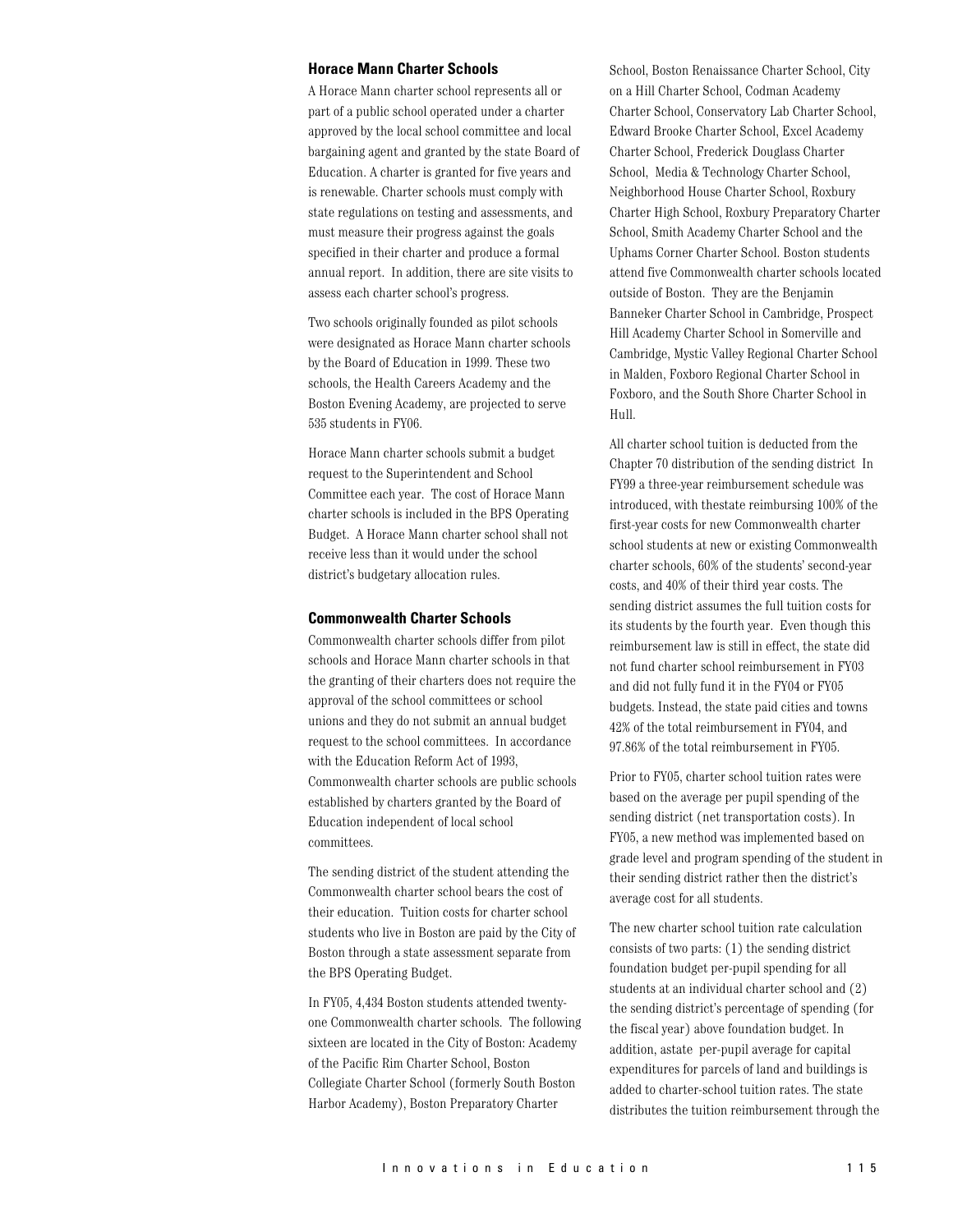### Horace Mann Charter Schools

A Horace Mann charter school represents all or part of a public school operated under a charter approved by the local school committee and local bargaining agent and granted by the state Board of Education. A charter is granted for five years and is renewable. Charter schools must comply with state regulations on testing and assessments, and must measure their progress against the goals specified in their charter and produce a formal annual report. In addition, there are site visits to assess each charter school's progress.

Two schools originally founded as pilot schools were designated as Horace Mann charter schools by the Board of Education in 1999. These two schools, the Health Careers Academy and the Boston Evening Academy, are projected to serve 535 students in FY06.

Horace Mann charter schools submit a budget request to the Superintendent and School Committee each year. The cost of Horace Mann charter schools is included in the BPS Operating Budget. A Horace Mann charter school shall not receive less than it would under the school district's budgetary allocation rules.

### Commonwealth Charter Schools

Commonwealth charter schools differ from pilot schools and Horace Mann charter schools in that the granting of their charters does not require the approval of the school committees or school unions and they do not submit an annual budget request to the school committees. In accordance with the Education Reform Act of 1993, Commonwealth charter schools are public schools established by charters granted by the Board of Education independent of local school committees.

The sending district of the student attending the Commonwealth charter school bears the cost of their education. Tuition costs for charter school students who live in Boston are paid by the City of Boston through a state assessment separate from the BPS Operating Budget.

In FY05, 4,434 Boston students attended twenty-one Commonwealth charter schools. The following sixteen are located in the City of Boston: Academy of the Pacific Rim Charter School, Boston Collegiate Charter School (formerly South Boston Harbor Academy), Boston Preparatory Charter School, Boston Renaissance Charter School, City on a Hill Charter School, Codman Academy Charter School, Conservatory Lab Charter School, Edward Brooke Charter School, Excel Academy Charter School, Frederick Douglass Charter School, Media & Technology Charter School, Neighborhood House Charter School, Roxbury Charter High School, Roxbury Preparatory Charter School, Smith Academy Charter School and the Uphams Corner Charter School. Boston students attend five Commonwealth charter schools located outside of Boston. They are the Benjamin Banneker Charter School in Cambridge, Prospect Hill Academy Charter School in Somerville and Cambridge, Mystic Valley Regional Charter School in Malden, Foxboro Regional Charter School in Foxboro, and the South Shore Charter School in Hull.

All charter school tuition is deducted from the Chapter 70 distribution of the sending district In FY99 a three-year reimbursement schedule was introduced, with thestate reimbursing 100% of the first-year costs for new Commonwealth charter school students at new or existing Commonwealth charter schools, 60% of the students' second-year costs, and 40% of their third year costs. The sending district assumes the full tuition costs for its students by the fourth year. Even though this reimbursement law is still in effect, the state did not fund charter school reimbursement in FY03 and did not fully fund it in the FY04 or FY05 budgets. Instead, the state paid cities and towns 42% of the total reimbursement in FY04, and 97.86% of the total reimbursement in FY05.

Prior to FY05, charter school tuition rates were based on the average per pupil spending of the sending district (net transportation costs). In FY05, a new method was implemented based on grade level and program spending of the student in their sending district rather then the district's average cost for all students.

The new charter school tuition rate calculation consists of two parts: (1) the sending district foundation budget per-pupil spending for all students at an individual charter school and (2) the sending district's percentage of spending (for the fiscal year) above foundation budget. In addition, astate per-pupil average for capital expenditures for parcels of land and buildings is added to charter-school tuition rates. The state distributes the tuition reimbursement through the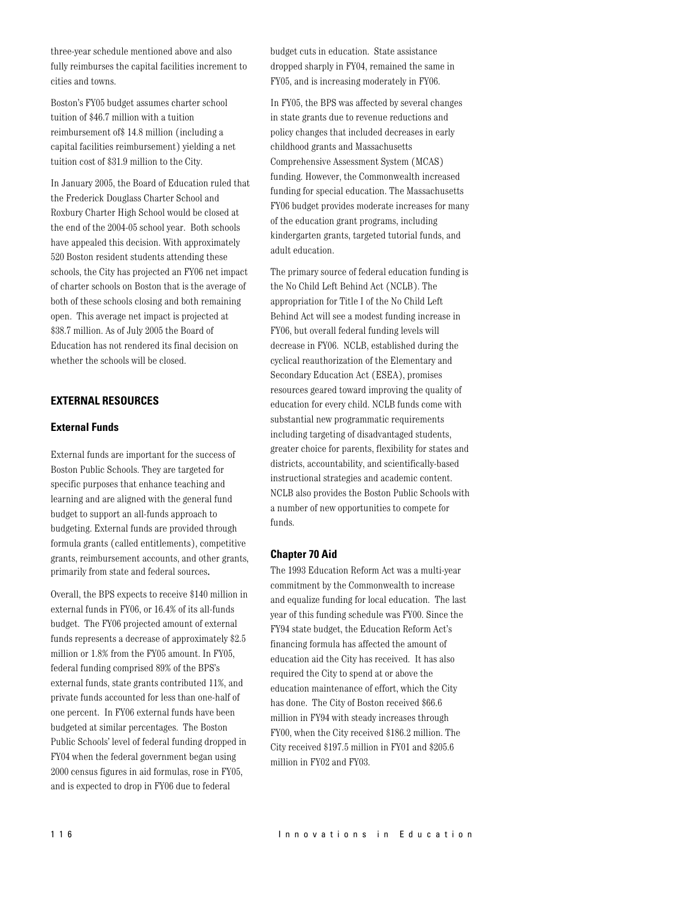three-year schedule mentioned above and also fully reimburses the capital facilities increment to cities and towns.

Boston's FY05 budget assumes charter school tuition of $46.7 million with a tuition reimbursement of$ 14.8 million (including a capital facilities reimbursement) yielding a net tuition cost of $31.9 million to the City.

In January 2005, the Board of Education ruled that the Frederick Douglass Charter School and Roxbury Charter High School would be closed at the end of the 2004-05 school year. Both schools have appealed this decision. With approximately 520 Boston resident students attending these schools, the City has projected an FY06 net impact of charter schools on Boston that is the average of both of these schools closing and both remaining open. This average net impact is projected at $38.7 million. As of July 2005 the Board of Education has not rendered its final decision on whether the schools will be closed.

## EXTERNAL RESOURCES

### External Funds

External funds are important for the success of Boston Public Schools. They are targeted for specific purposes that enhance teaching and learning and are aligned with the general fund budget to support an all-funds approach to budgeting. External funds are provided through formula grants (called entitlements), competitive grants, reimbursement accounts, and other grants, primarily from state and federal sources.

Overall, the BPS expects to receive $140 million in external funds in FY06, or 16.4% of its all-funds budget. The FY06 projected amount of external funds represents a decrease of approximately $2.5 million or 1.8% from the FY05 amount. In FY05, federal funding comprised 89% of the BPS's external funds, state grants contributed 11%, and private funds accounted for less than one-half of one percent. In FY06 external funds have been budgeted at similar percentages. The Boston Public Schools' level of federal funding dropped in FY04 when the federal government began using 2000 census figures in aid formulas, rose in FY05, and is expected to drop in FY06 due to federal budget cuts in education. State assistance dropped sharply in FY04, remained the same in FY05, and is increasing moderately in FY06.

In FY05, the BPS was affected by several changes in state grants due to revenue reductions and policy changes that included decreases in early childhood grants and Massachusetts Comprehensive Assessment System (MCAS) funding. However, the Commonwealth increased funding for special education. The Massachusetts FY06 budget provides moderate increases for many of the education grant programs, including kindergarten grants, targeted tutorial funds, and adult education.

The primary source of federal education funding is the No Child Left Behind Act (NCLB). The appropriation for Title I of the No Child Left Behind Act will see a modest funding increase in FY06, but overall federal funding levels will decrease in FY06. NCLB, established during the cyclical reauthorization of the Elementary and Secondary Education Act (ESEA), promises resources geared toward improving the quality of education for every child. NCLB funds come with substantial new programmatic requirements including targeting of disadvantaged students, greater choice for parents, flexibility for states and districts, accountability, and scientifically-based instructional strategies and academic content. NCLB also provides the Boston Public Schools with a number of new opportunities to compete for funds.

### Chapter 70 Aid

The 1993 Education Reform Act was a multi-year commitment by the Commonwealth to increase and equalize funding for local education. The last year of this funding schedule was FY00. Since the FY94 state budget, the Education Reform Act's financing formula has affected the amount of education aid the City has received. It has also required the City to spend at or above the education maintenance of effort, which the City has done. The City of Boston received $66.6 million in FY94 with steady increases through FY00, when the City received $186.2 million. The City received $197.5 million in FY01 and $205.6 million in FY02 and FY03.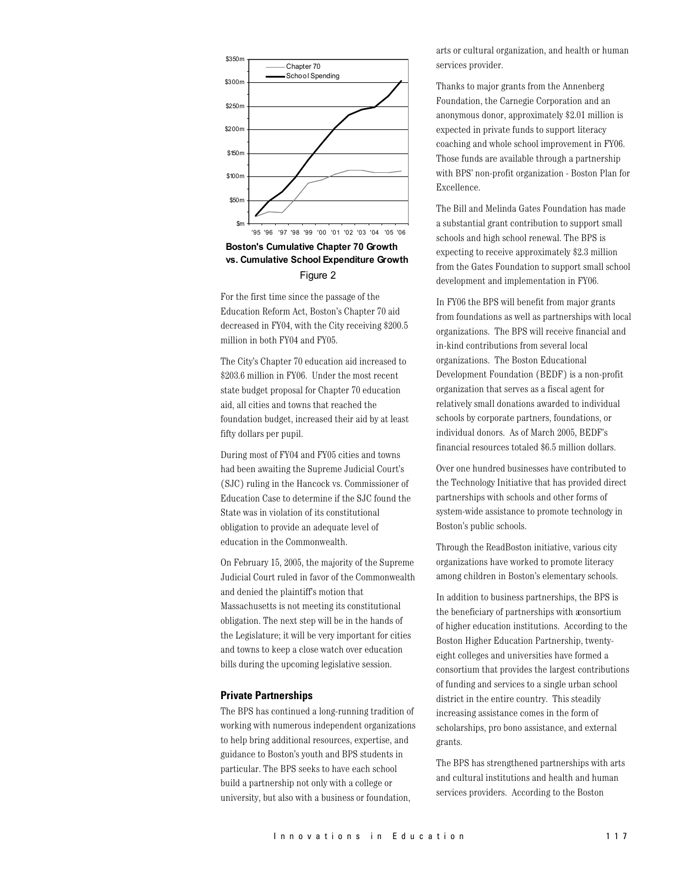$350m
$300m
$250m
$200m
$150m
$100m
$50m
$m

'95 '96 '97 '98 '99 '00 '01 '02 '03 '04 '05 '06

Chapter 70
School Spending

**Boston's Cumulative Chapter 70 Growth vs. Cumulative School Expenditure Growth**

Figure 2

For the first time since the passage of the Education Reform Act, Boston's Chapter 70 aid decreased in FY04, with the City receiving $200.5 million in both FY04 and FY05.

The City's Chapter 70 education aid increased to $203.6 million in FY06. Under the most recent state budget proposal for Chapter 70 education aid, all cities and towns that reached the foundation budget, increased their aid by at least fifty dollars per pupil.

During most of FY04 and FY05 cities and towns had been awaiting the Supreme Judicial Court's (SJC) ruling in the Hancock vs. Commissioner of Education Case to determine if the SJC found the State was in violation of its constitutional obligation to provide an adequate level of education in the Commonwealth.

On February 15, 2005, the majority of the Supreme Judicial Court ruled in favor of the Commonwealth and denied the plaintiff's motion that Massachusetts is not meeting its constitutional obligation. The next step will be in the hands of the Legislature; it will be very important for cities and towns to keep a close watch over education bills during the upcoming legislative session.

### Private Partnerships

The BPS has continued a long-running tradition of working with numerous independent organizations to help bring additional resources, expertise, and guidance to Boston's youth and BPS students in particular. The BPS seeks to have each school build a partnership not only with a college or university, but also with a business or foundation, arts or cultural organization, and health or human services provider.

Thanks to major grants from the Annenberg Foundation, the Carnegie Corporation and an anonymous donor, approximately $2.01 million is expected in private funds to support literacy coaching and whole school improvement in FY06. Those funds are available through a partnership with BPS' non-profit organization - Boston Plan for Excellence.

The Bill and Melinda Gates Foundation has made a substantial grant contribution to support small schools and high school renewal. The BPS is expecting to receive approximately $2.3 million from the Gates Foundation to support small school development and implementation in FY06.

In FY06 the BPS will benefit from major grants from foundations as well as partnerships with local organizations. The BPS will receive financial and in-kind contributions from several local organizations. The Boston Educational Development Foundation (BEDF) is a non-profit organization that serves as a fiscal agent for relatively small donations awarded to individual schools by corporate partners, foundations, or individual donors. As of March 2005, BEDF's financial resources totaled $6.5 million dollars.

Over one hundred businesses have contributed to the Technology Initiative that has provided direct partnerships with schools and other forms of system-wide assistance to promote technology in Boston's public schools.

Through the ReadBoston initiative, various city organizations have worked to promote literacy among children in Boston's elementary schools.

In addition to business partnerships, the BPS is the beneficiary of partnerships with a consortium of higher education institutions. According to the Boston Higher Education Partnership, twenty-eight colleges and universities have formed a consortium that provides the largest contributions of funding and services to a single urban school district in the entire country. This steadily increasing assistance comes in the form of scholarships, pro bono assistance, and external grants.

The BPS has strengthened partnerships with arts and cultural institutions and health and human services providers. According to the Boston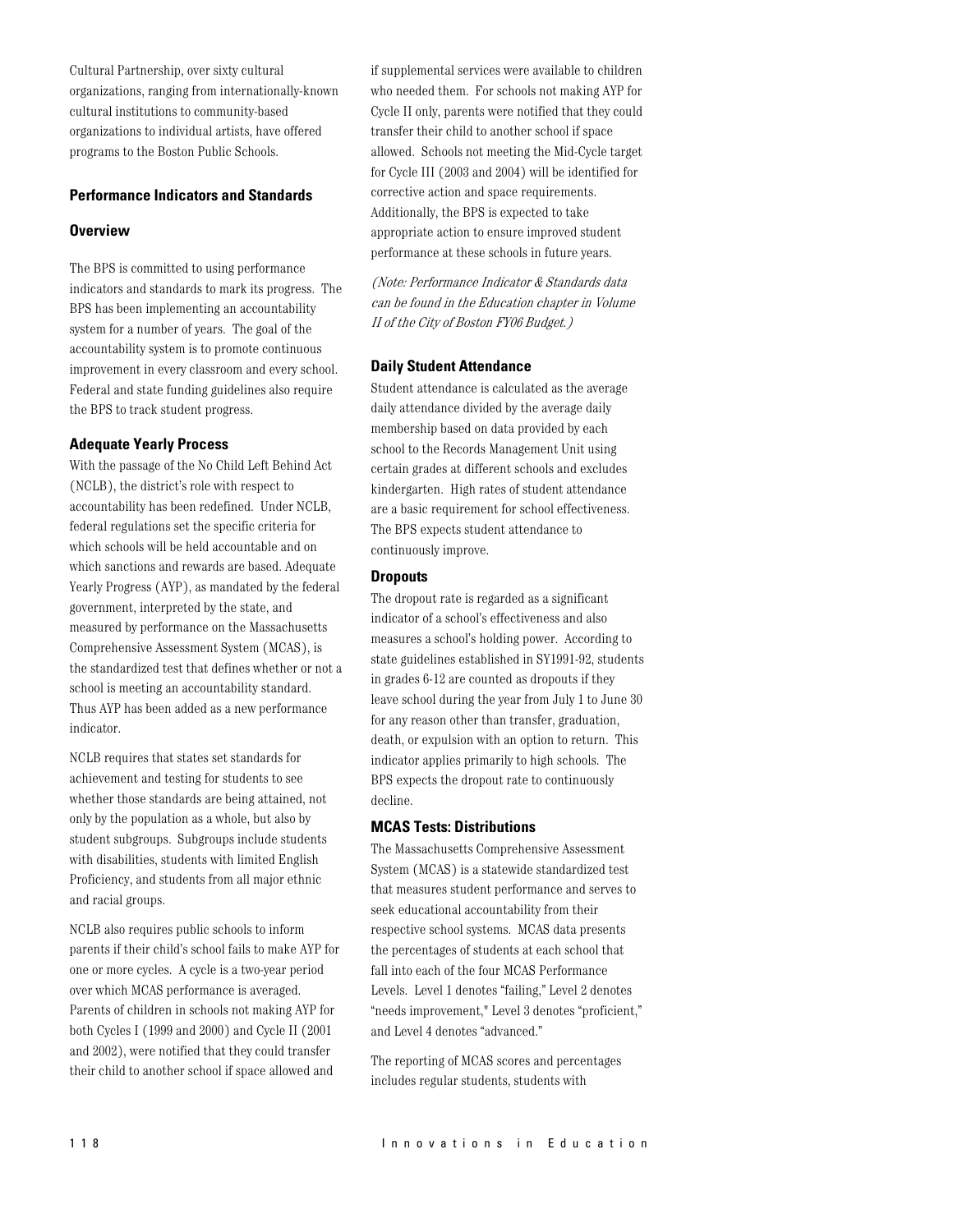Cultural Partnership, over sixty cultural organizations, ranging from internationally-known cultural institutions to community-based organizations to individual artists, have offered programs to the Boston Public Schools.

## Performance Indicators and Standards

### Overview

The BPS is committed to using performance indicators and standards to mark its progress. The BPS has been implementing an accountability system for a number of years. The goal of the accountability system is to promote continuous improvement in every classroom and every school. Federal and state funding guidelines also require the BPS to track student progress.

### Adequate Yearly Process

With the passage of the No Child Left Behind Act (NCLB), the district's role with respect to accountability has been redefined. Under NCLB, federal regulations set the specific criteria for which schools will be held accountable and on which sanctions and rewards are based. Adequate Yearly Progress (AYP), as mandated by the federal government, interpreted by the state, and measured by performance on the Massachusetts Comprehensive Assessment System (MCAS), is the standardized test that defines whether or not a school is meeting an accountability standard. Thus AYP has been added as a new performance indicator.

NCLB requires that states set standards for achievement and testing for students to see whether those standards are being attained, not only by the population as a whole, but also by student subgroups. Subgroups include students with disabilities, students with limited English Proficiency, and students from all major ethnic and racial groups.

NCLB also requires public schools to inform parents if their child's school fails to make AYP for one or more cycles. A cycle is a two-year period over which MCAS performance is averaged. Parents of children in schools not making AYP for both Cycles I (1999 and 2000) and Cycle II (2001 and 2002), were notified that they could transfer their child to another school if space allowed and if supplemental services were available to children who needed them. For schools not making AYP for Cycle II only, parents were notified that they could transfer their child to another school if space allowed. Schools not meeting the Mid-Cycle target for Cycle III (2003 and 2004) will be identified for corrective action and space requirements. Additionally, the BPS is expected to take appropriate action to ensure improved student performance at these schools in future years.

*(Note: Performance Indicator & Standards data can be found in the Education chapter in Volume II of the City of Boston FY06 Budget.)*

### Daily Student Attendance

Student attendance is calculated as the average daily attendance divided by the average daily membership based on data provided by each school to the Records Management Unit using certain grades at different schools and excludes kindergarten. High rates of student attendance are a basic requirement for school effectiveness. The BPS expects student attendance to continuously improve.

### Dropouts

The dropout rate is regarded as a significant indicator of a school's effectiveness and also measures a school's holding power. According to state guidelines established in SY1991-92, students in grades 6-12 are counted as dropouts if they leave school during the year from July 1 to June 30 for any reason other than transfer, graduation, death, or expulsion with an option to return. This indicator applies primarily to high schools. The BPS expects the dropout rate to continuously decline.

### MCAS Tests: Distributions

The Massachusetts Comprehensive Assessment System (MCAS) is a statewide standardized test that measures student performance and serves to seek educational accountability from their respective school systems. MCAS data presents the percentages of students at each school that fall into each of the four MCAS Performance Levels. Level 1 denotes "failing," Level 2 denotes "needs improvement," Level 3 denotes "proficient," and Level 4 denotes "advanced."

The reporting of MCAS scores and percentages includes regular students, students with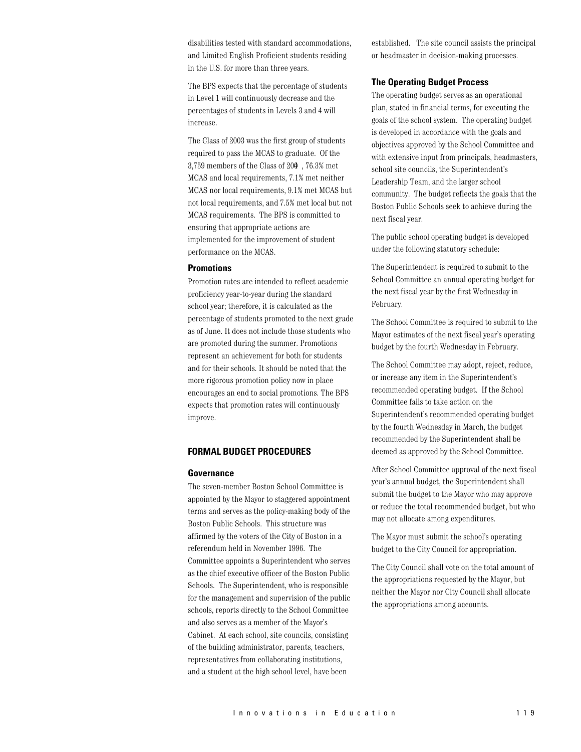disabilities tested with standard accommodations, and Limited English Proficient students residing in the U.S. for more than three years.

The BPS expects that the percentage of students in Level 1 will continuously decrease and the percentages of students in Levels 3 and 4 will increase.

The Class of 2003 was the first group of students required to pass the MCAS to graduate. Of the 3,759 members of the Class of 2004, 76.3% met MCAS and local requirements, 7.1% met neither MCAS nor local requirements, 9.1% met MCAS but not local requirements, and 7.5% met local but not MCAS requirements. The BPS is committed to ensuring that appropriate actions are implemented for the improvement of student performance on the MCAS.

### Promotions

Promotion rates are intended to reflect academic proficiency year-to-year during the standard school year; therefore, it is calculated as the percentage of students promoted to the next grade as of June. It does not include those students who are promoted during the summer. Promotions represent an achievement for both for students and for their schools. It should be noted that the more rigorous promotion policy now in place encourages an end to social promotions. The BPS expects that promotion rates will continuously improve.

## FORMAL BUDGET PROCEDURES

### Governance

The seven-member Boston School Committee is appointed by the Mayor to staggered appointment terms and serves as the policy-making body of the Boston Public Schools. This structure was affirmed by the voters of the City of Boston in a referendum held in November 1996. The Committee appoints a Superintendent who serves as the chief executive officer of the Boston Public Schools. The Superintendent, who is responsible for the management and supervision of the public schools, reports directly to the School Committee and also serves as a member of the Mayor's Cabinet. At each school, site councils, consisting of the building administrator, parents, teachers, representatives from collaborating institutions, and a student at the high school level, have been established. The site council assists the principal or headmaster in decision-making processes.

### The Operating Budget Process

The operating budget serves as an operational plan, stated in financial terms, for executing the goals of the school system. The operating budget is developed in accordance with the goals and objectives approved by the School Committee and with extensive input from principals, headmasters, school site councils, the Superintendent's Leadership Team, and the larger school community. The budget reflects the goals that the Boston Public Schools seek to achieve during the next fiscal year.

The public school operating budget is developed under the following statutory schedule:

The Superintendent is required to submit to the School Committee an annual operating budget for the next fiscal year by the first Wednesday in February.

The School Committee is required to submit to the Mayor estimates of the next fiscal year's operating budget by the fourth Wednesday in February.

The School Committee may adopt, reject, reduce, or increase any item in the Superintendent's recommended operating budget. If the School Committee fails to take action on the Superintendent's recommended operating budget by the fourth Wednesday in March, the budget recommended by the Superintendent shall be deemed as approved by the School Committee.

After School Committee approval of the next fiscal year's annual budget, the Superintendent shall submit the budget to the Mayor who may approve or reduce the total recommended budget, but who may not allocate among expenditures.

The Mayor must submit the school's operating budget to the City Council for appropriation.

The City Council shall vote on the total amount of the appropriations requested by the Mayor, but neither the Mayor nor City Council shall allocate the appropriations among accounts.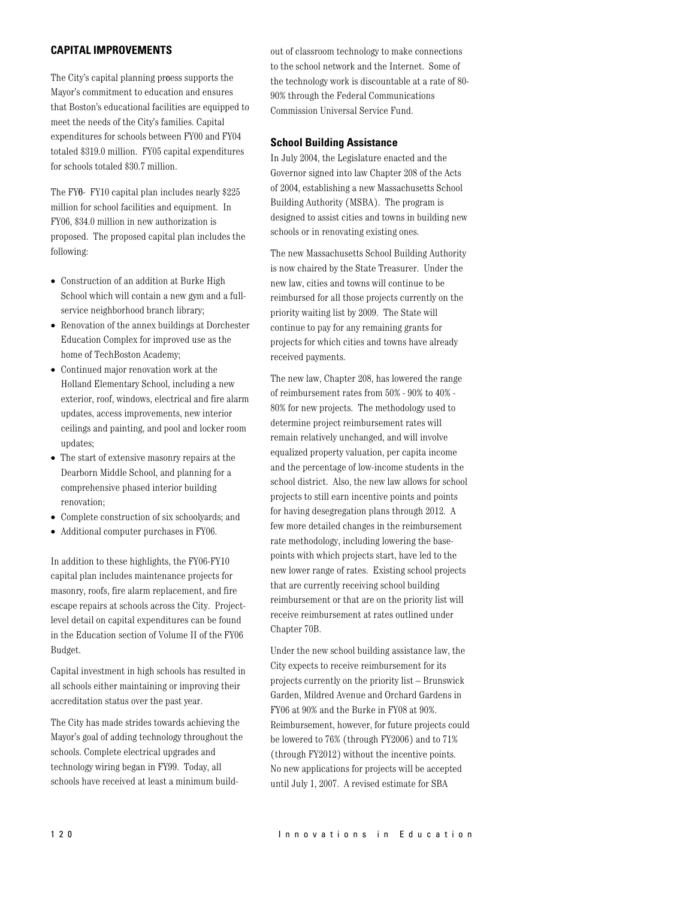## CAPITAL IMPROVEMENTS

The City's capital planning proess supports the Mayor's commitment to education and ensures that Boston's educational facilities are equipped to meet the needs of the City's families. Capital expenditures for schools between FY00 and FY04 totaled $319.0 million. FY05 capital expenditures for schools totaled $30.7 million.

The FY0- FY10 capital plan includes nearly $225 million for school facilities and equipment. In FY06, $34.0 million in new authorization is proposed. The proposed capital plan includes the following:

- Construction of an addition at Burke High School which will contain a new gym and a full-service neighborhood branch library;
- Renovation of the annex buildings at Dorchester Education Complex for improved use as the home of TechBoston Academy;
- Continued major renovation work at the Holland Elementary School, including a new exterior, roof, windows, electrical and fire alarm updates, access improvements, new interior ceilings and painting, and pool and locker room updates;
- The start of extensive masonry repairs at the Dearborn Middle School, and planning for a comprehensive phased interior building renovation;
- Complete construction of six schoolyards; and
- Additional computer purchases in FY06.

In addition to these highlights, the FY06-FY10 capital plan includes maintenance projects for masonry, roofs, fire alarm replacement, and fire escape repairs at schools across the City. Project-level detail on capital expenditures can be found in the Education section of Volume II of the FY06 Budget.

Capital investment in high schools has resulted in all schools either maintaining or improving their accreditation status over the past year.

The City has made strides towards achieving the Mayor's goal of adding technology throughout the schools. Complete electrical upgrades and technology wiring began in FY99. Today, all schools have received at least a minimum build-out of classroom technology to make connections to the school network and the Internet. Some of the technology work is discountable at a rate of 80-90% through the Federal Communications Commission Universal Service Fund.

### School Building Assistance

In July 2004, the Legislature enacted and the Governor signed into law Chapter 208 of the Acts of 2004, establishing a new Massachusetts School Building Authority (MSBA). The program is designed to assist cities and towns in building new schools or in renovating existing ones.

The new Massachusetts School Building Authority is now chaired by the State Treasurer. Under the new law, cities and towns will continue to be reimbursed for all those projects currently on the priority waiting list by 2009. The State will continue to pay for any remaining grants for projects for which cities and towns have already received payments.

The new law, Chapter 208, has lowered the range of reimbursement rates from 50% - 90% to 40% - 80% for new projects. The methodology used to determine project reimbursement rates will remain relatively unchanged, and will involve equalized property valuation, per capita income and the percentage of low-income students in the school district. Also, the new law allows for school projects to still earn incentive points and points for having desegregation plans through 2012. A few more detailed changes in the reimbursement rate methodology, including lowering the base-points with which projects start, have led to the new lower range of rates. Existing school projects that are currently receiving school building reimbursement or that are on the priority list will receive reimbursement at rates outlined under Chapter 70B.

Under the new school building assistance law, the City expects to receive reimbursement for its projects currently on the priority list – Brunswick Garden, Mildred Avenue and Orchard Gardens in FY06 at 90% and the Burke in FY08 at 90%. Reimbursement, however, for future projects could be lowered to 76% (through FY2006) and to 71% (through FY2012) without the incentive points. No new applications for projects will be accepted until July 1, 2007. A revised estimate for SBA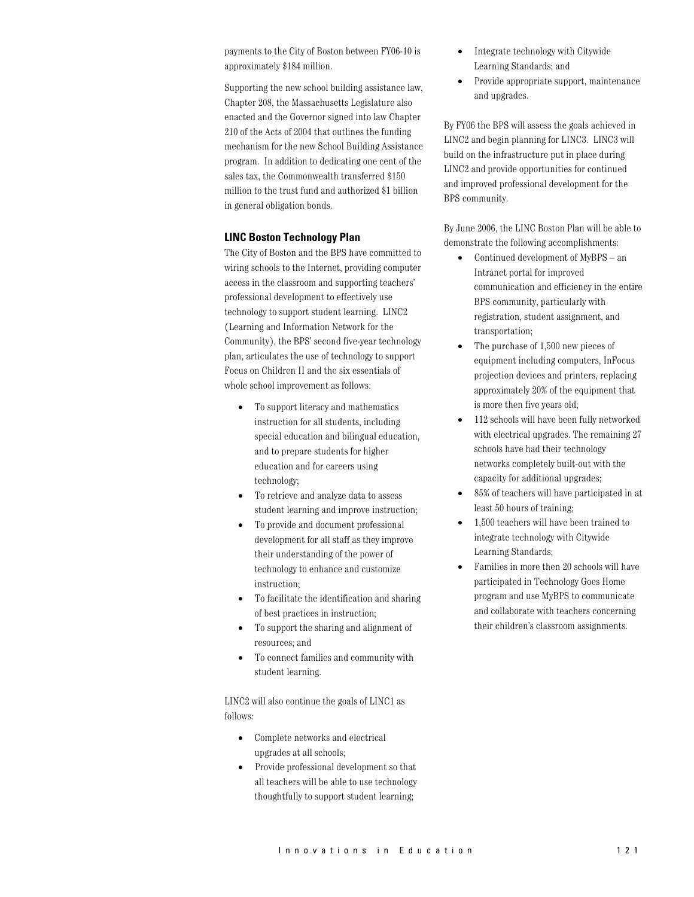payments to the City of Boston between FY06-10 is approximately $184 million.

Supporting the new school building assistance law, Chapter 208, the Massachusetts Legislature also enacted and the Governor signed into law Chapter 210 of the Acts of 2004 that outlines the funding mechanism for the new School Building Assistance program. In addition to dedicating one cent of the sales tax, the Commonwealth transferred $150 million to the trust fund and authorized $1 billion in general obligation bonds.

### LINC Boston Technology Plan

The City of Boston and the BPS have committed to wiring schools to the Internet, providing computer access in the classroom and supporting teachers' professional development to effectively use technology to support student learning. LINC2 (Learning and Information Network for the Community), the BPS' second five-year technology plan, articulates the use of technology to support Focus on Children II and the six essentials of whole school improvement as follows:

- To support literacy and mathematics instruction for all students, including special education and bilingual education, and to prepare students for higher education and for careers using technology;
- To retrieve and analyze data to assess student learning and improve instruction;
- To provide and document professional development for all staff as they improve their understanding of the power of technology to enhance and customize instruction;
- To facilitate the identification and sharing of best practices in instruction;
- To support the sharing and alignment of resources; and
- To connect families and community with student learning.

LINC2 will also continue the goals of LINC1 as follows:

- Complete networks and electrical upgrades at all schools;
- Provide professional development so that all teachers will be able to use technology thoughtfully to support student learning;
- Integrate technology with Citywide Learning Standards; and
- Provide appropriate support, maintenance and upgrades.

By FY06 the BPS will assess the goals achieved in LINC2 and begin planning for LINC3. LINC3 will build on the infrastructure put in place during LINC2 and provide opportunities for continued and improved professional development for the BPS community.

By June 2006, the LINC Boston Plan will be able to demonstrate the following accomplishments:

- Continued development of MyBPS – an Intranet portal for improved communication and efficiency in the entire BPS community, particularly with registration, student assignment, and transportation;
- The purchase of 1,500 new pieces of equipment including computers, InFocus projection devices and printers, replacing approximately 20% of the equipment that is more then five years old;
- 112 schools will have been fully networked with electrical upgrades. The remaining 27 schools have had their technology networks completely built-out with the capacity for additional upgrades;
- 85% of teachers will have participated in at least 50 hours of training;
- 1,500 teachers will have been trained to integrate technology with Citywide Learning Standards;
- Families in more then 20 schools will have participated in Technology Goes Home program and use MyBPS to communicate and collaborate with teachers concerning their children's classroom assignments.